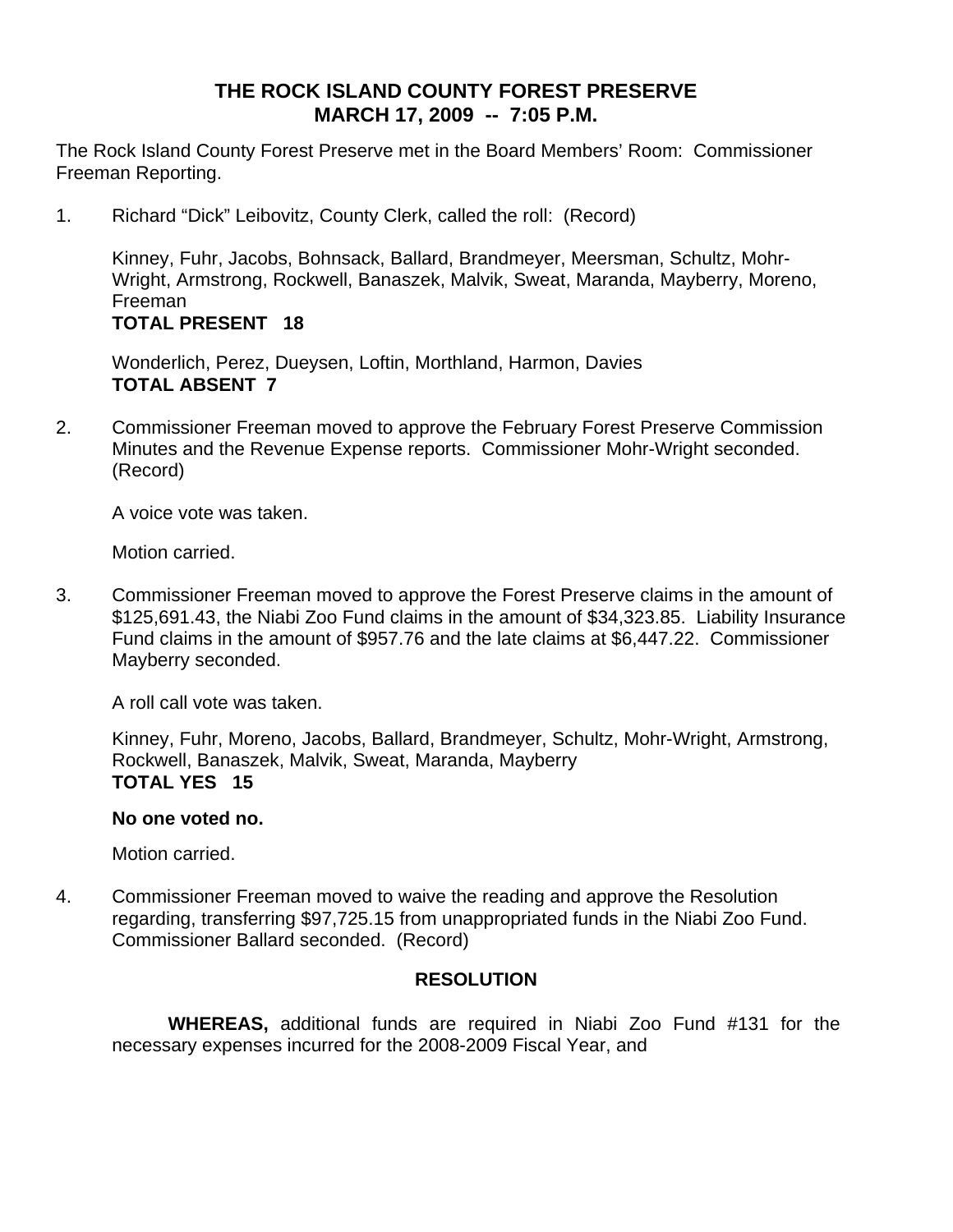# THE ROCK ISLAND COUNTY FOREST PRESERVE
## MARCH 17, 2009 -- 7:05 P.M.

The Rock Island County Forest Preserve met in the Board Members' Room: Commissioner Freeman Reporting.

1. Richard "Dick" Leibovitz, County Clerk, called the roll: (Record)

   Kinney, Fuhr, Jacobs, Bohnsack, Ballard, Brandmeyer, Meersman, Schultz, Mohr-Wright, Armstrong, Rockwell, Banaszek, Malvik, Sweat, Maranda, Mayberry, Moreno, Freeman
   **TOTAL PRESENT 18**

   Wonderlich, Perez, Dueysen, Loftin, Morthland, Harmon, Davies
   **TOTAL ABSENT 7**

2. Commissioner Freeman moved to approve the February Forest Preserve Commission Minutes and the Revenue Expense reports. Commissioner Mohr-Wright seconded. (Record)

   A voice vote was taken.

   Motion carried.

3. Commissioner Freeman moved to approve the Forest Preserve claims in the amount of $125,691.43, the Niabi Zoo Fund claims in the amount of $34,323.85. Liability Insurance Fund claims in the amount of $957.76 and the late claims at $6,447.22. Commissioner Mayberry seconded.

   A roll call vote was taken.

   Kinney, Fuhr, Moreno, Jacobs, Ballard, Brandmeyer, Schultz, Mohr-Wright, Armstrong, Rockwell, Banaszek, Malvik, Sweat, Maranda, Mayberry
   **TOTAL YES 15**

   **No one voted no.**

   Motion carried.

4. Commissioner Freeman moved to waive the reading and approve the Resolution regarding, transferring $97,725.15 from unappropriated funds in the Niabi Zoo Fund. Commissioner Ballard seconded. (Record)

   **RESOLUTION**

   **WHEREAS,** additional funds are required in Niabi Zoo Fund #131 for the necessary expenses incurred for the 2008-2009 Fiscal Year, and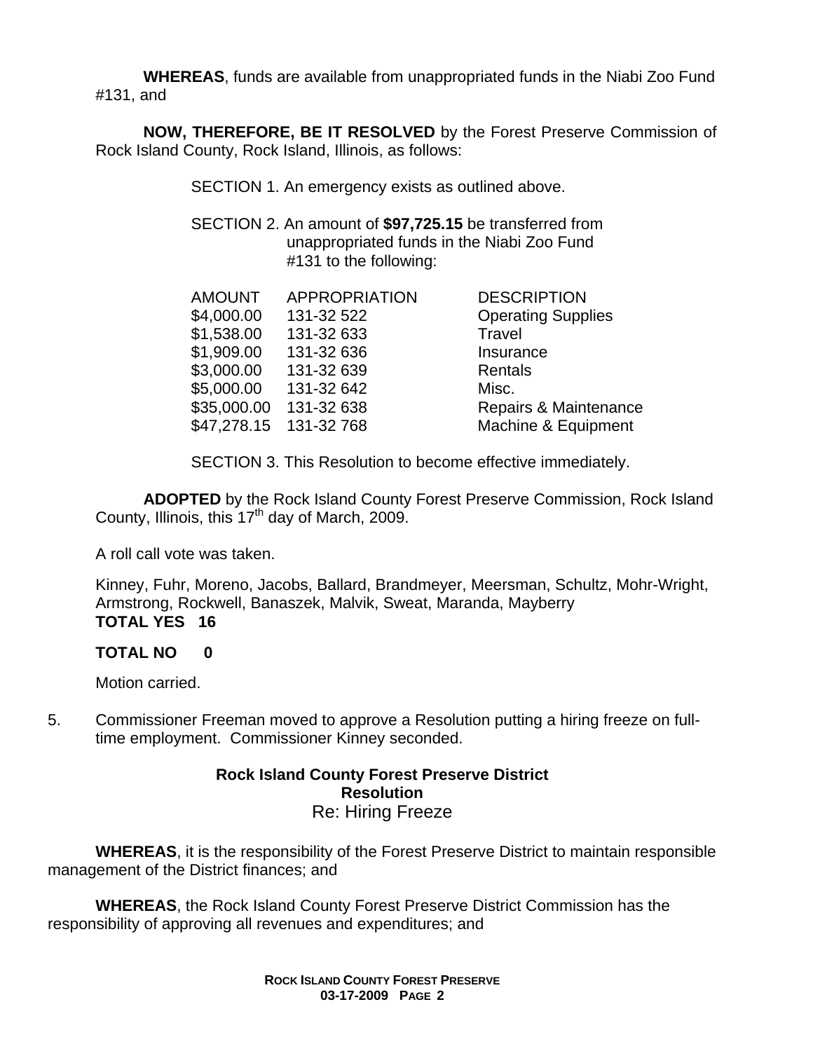**WHEREAS**, funds are available from unappropriated funds in the Niabi Zoo Fund #131, and

**NOW, THEREFORE, BE IT RESOLVED** by the Forest Preserve Commission of Rock Island County, Rock Island, Illinois, as follows:

SECTION 1. An emergency exists as outlined above.

SECTION 2. An amount of **$97,725.15** be transferred from unappropriated funds in the Niabi Zoo Fund #131 to the following:

| AMOUNT | APPROPRIATION | DESCRIPTION |
|---|---|---|
| $4,000.00 | 131-32 522 | Operating Supplies |
| $1,538.00 | 131-32 633 | Travel |
| $1,909.00 | 131-32 636 | Insurance |
| $3,000.00 | 131-32 639 | Rentals |
| $5,000.00 | 131-32 642 | Misc. |
| $35,000.00 | 131-32 638 | Repairs & Maintenance |
| $47,278.15 | 131-32 768 | Machine & Equipment |

SECTION 3. This Resolution to become effective immediately.

**ADOPTED** by the Rock Island County Forest Preserve Commission, Rock Island County, Illinois, this 17th day of March, 2009.

A roll call vote was taken.

Kinney, Fuhr, Moreno, Jacobs, Ballard, Brandmeyer, Meersman, Schultz, Mohr-Wright, Armstrong, Rockwell, Banaszek, Malvik, Sweat, Maranda, Mayberry
**TOTAL YES 16**

**TOTAL NO 0**

Motion carried.

5. Commissioner Freeman moved to approve a Resolution putting a hiring freeze on full-time employment. Commissioner Kinney seconded.

**Rock Island County Forest Preserve District**
**Resolution**
Re: Hiring Freeze

**WHEREAS**, it is the responsibility of the Forest Preserve District to maintain responsible management of the District finances; and

**WHEREAS**, the Rock Island County Forest Preserve District Commission has the responsibility of approving all revenues and expenditures; and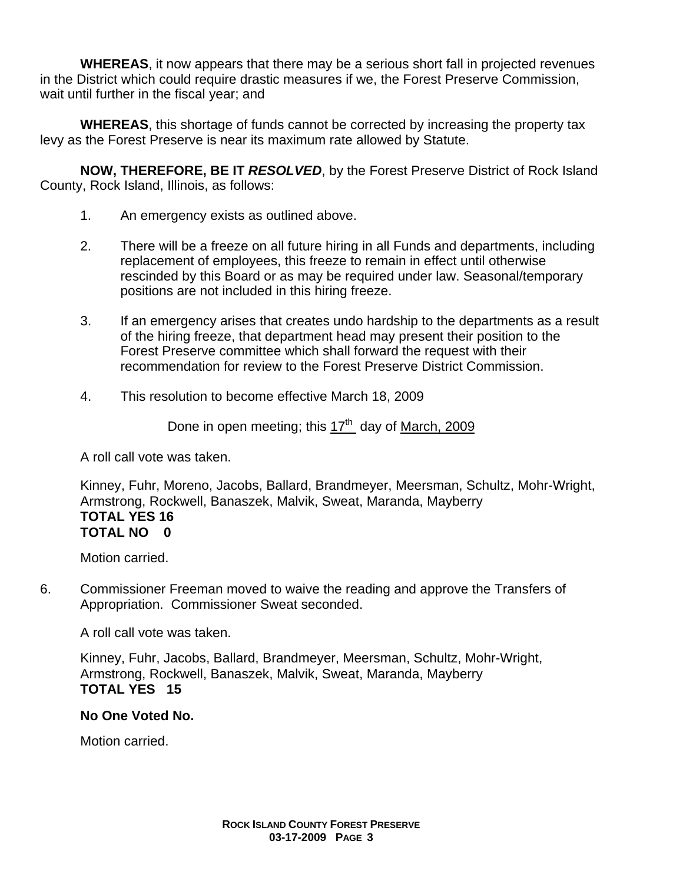**WHEREAS**, it now appears that there may be a serious short fall in projected revenues in the District which could require drastic measures if we, the Forest Preserve Commission, wait until further in the fiscal year; and

**WHEREAS**, this shortage of funds cannot be corrected by increasing the property tax levy as the Forest Preserve is near its maximum rate allowed by Statute.

**NOW, THEREFORE, BE IT *RESOLVED***, by the Forest Preserve District of Rock Island County, Rock Island, Illinois, as follows:

1. An emergency exists as outlined above.
2. There will be a freeze on all future hiring in all Funds and departments, including replacement of employees, this freeze to remain in effect until otherwise rescinded by this Board or as may be required under law. Seasonal/temporary positions are not included in this hiring freeze.
3. If an emergency arises that creates undo hardship to the departments as a result of the hiring freeze, that department head may present their position to the Forest Preserve committee which shall forward the request with their recommendation for review to the Forest Preserve District Commission.
4. This resolution to become effective March 18, 2009

Done in open meeting; this 17th day of March, 2009

A roll call vote was taken.

Kinney, Fuhr, Moreno, Jacobs, Ballard, Brandmeyer, Meersman, Schultz, Mohr-Wright, Armstrong, Rockwell, Banaszek, Malvik, Sweat, Maranda, Mayberry
**TOTAL YES 16**
**TOTAL NO 0**

Motion carried.

6. Commissioner Freeman moved to waive the reading and approve the Transfers of Appropriation. Commissioner Sweat seconded.

A roll call vote was taken.

Kinney, Fuhr, Jacobs, Ballard, Brandmeyer, Meersman, Schultz, Mohr-Wright, Armstrong, Rockwell, Banaszek, Malvik, Sweat, Maranda, Mayberry
**TOTAL YES 15**

**No One Voted No.**

Motion carried.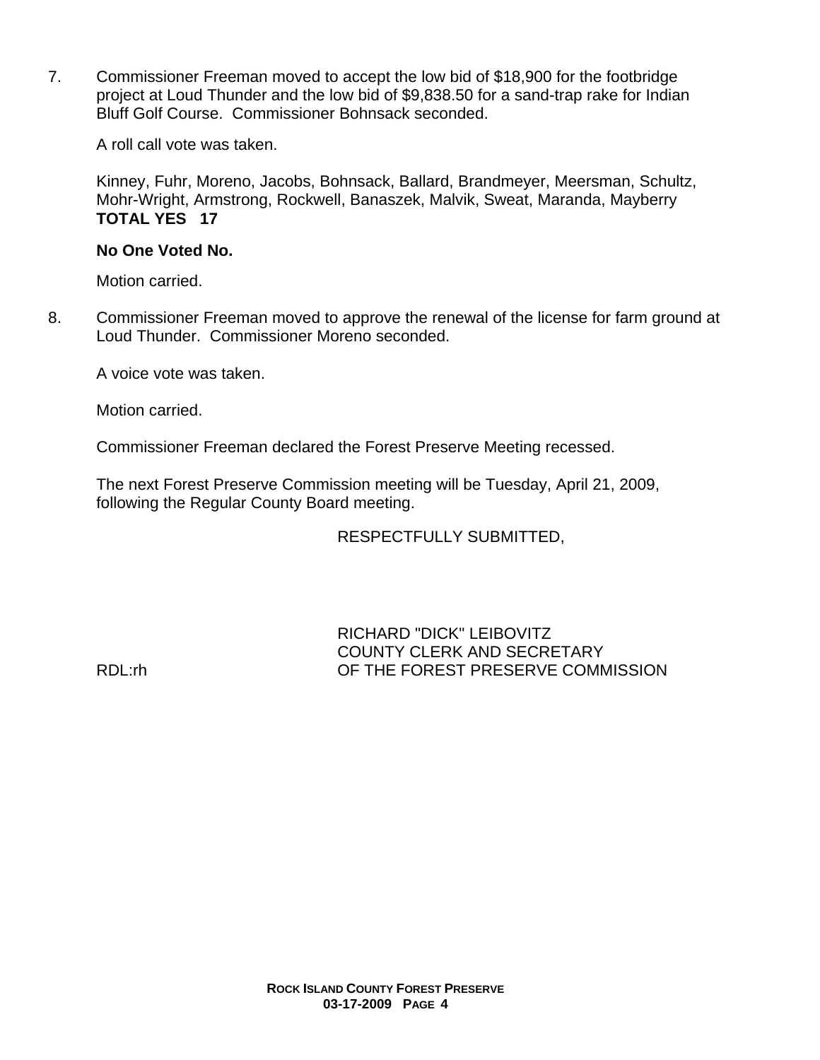7. Commissioner Freeman moved to accept the low bid of $18,900 for the footbridge project at Loud Thunder and the low bid of $9,838.50 for a sand-trap rake for Indian Bluff Golf Course. Commissioner Bohnsack seconded.

   A roll call vote was taken.

   Kinney, Fuhr, Moreno, Jacobs, Bohnsack, Ballard, Brandmeyer, Meersman, Schultz, Mohr-Wright, Armstrong, Rockwell, Banaszek, Malvik, Sweat, Maranda, Mayberry
   **TOTAL YES 17**

   **No One Voted No.**

   Motion carried.

8. Commissioner Freeman moved to approve the renewal of the license for farm ground at Loud Thunder. Commissioner Moreno seconded.

   A voice vote was taken.

   Motion carried.

   Commissioner Freeman declared the Forest Preserve Meeting recessed.

   The next Forest Preserve Commission meeting will be Tuesday, April 21, 2009, following the Regular County Board meeting.

RESPECTFULLY SUBMITTED,

RICHARD "DICK" LEIBOVITZ
COUNTY CLERK AND SECRETARY
OF THE FOREST PRESERVE COMMISSION

RDL:rh